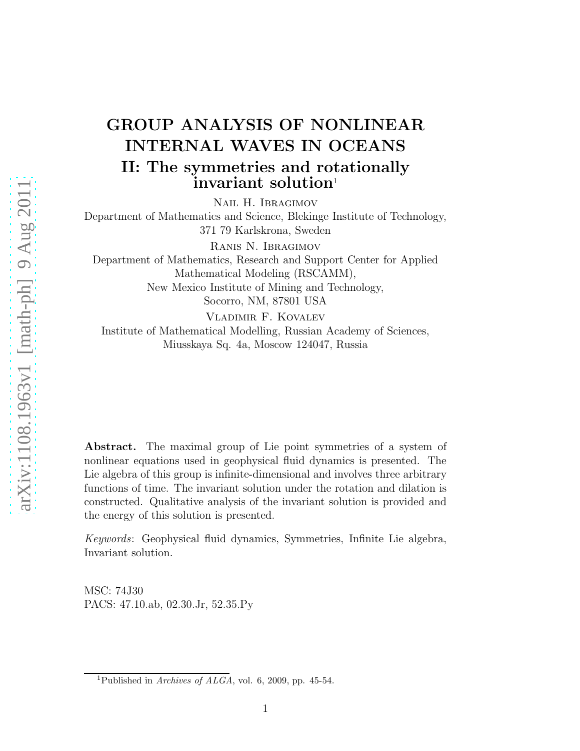# GROUP ANALYSIS OF NONLINEAR INTERNAL WAVES IN OCEANS

## II: The symmetries and rotationally invariant solution[1]

Nail H. Ibragimov

Department of Mathematics and Science, Blekinge Institute of Technology, 371 79 Karlskrona, Sweden

Ranis N. Ibragimov

Department of Mathematics, Research and Support Center for Applied Mathematical Modeling (RSCAMM), New Mexico Institute of Mining and Technology, Socorro, NM, 87801 USA

Vladimir F. Kovalev

Institute of Mathematical Modelling, Russian Academy of Sciences, Miusskaya Sq. 4a, Moscow 124047, Russia

**Abstract.** The maximal group of Lie point symmetries of a system of nonlinear equations used in geophysical fluid dynamics is presented. The Lie algebra of this group is infinite-dimensional and involves three arbitrary functions of time. The invariant solution under the rotation and dilation is constructed. Qualitative analysis of the invariant solution is provided and the energy of this solution is presented.

*Keywords*: Geophysical fluid dynamics, Symmetries, Infinite Lie algebra, Invariant solution.

MSC: 74J30
PACS: 47.10.ab, 02.30.Jr, 52.35.Py

[1] Published in *Archives of ALGA*, vol. 6, 2009, pp. 45-54.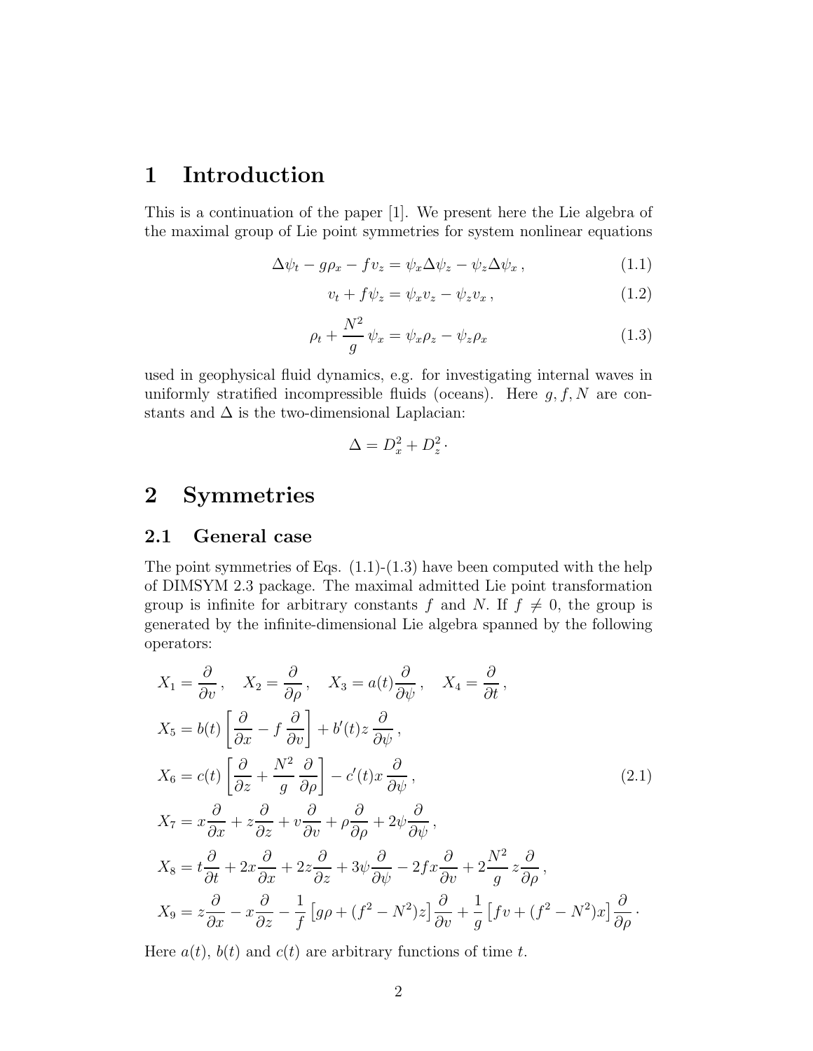# 1 Introduction

This is a continuation of the paper [1]. We present here the Lie algebra of the maximal group of Lie point symmetries for system nonlinear equations

$$\Delta\psi_t - g\rho_x - f v_z = \psi_x \Delta\psi_z - \psi_z \Delta\psi_x \,, \tag{1.1}$$

$$v_t + f\psi_z = \psi_x v_z - \psi_z v_x \,, \tag{1.2}$$

$$\rho_t + \frac{N^2}{g}\,\psi_x = \psi_x \rho_z - \psi_z \rho_x \tag{1.3}$$

used in geophysical fluid dynamics, e.g. for investigating internal waves in uniformly stratified incompressible fluids (oceans). Here $g, f, N$ are constants and $\Delta$ is the two-dimensional Laplacian:

$$\Delta = D_x^2 + D_z^2 \cdot$$

# 2 Symmetries

## 2.1 General case

The point symmetries of Eqs. (1.1)-(1.3) have been computed with the help of DIMSYM 2.3 package. The maximal admitted Lie point transformation group is infinite for arbitrary constants $f$ and $N$. If $f \neq 0$, the group is generated by the infinite-dimensional Lie algebra spanned by the following operators:

$$\begin{aligned}
X_1 &= \frac{\partial}{\partial v}\,, \quad X_2 = \frac{\partial}{\partial \rho}\,, \quad X_3 = a(t)\frac{\partial}{\partial \psi}\,, \quad X_4 = \frac{\partial}{\partial t}\,, \\
X_5 &= b(t)\left[\frac{\partial}{\partial x} - f\,\frac{\partial}{\partial v}\right] + b'(t) z\,\frac{\partial}{\partial \psi}\,, \\
X_6 &= c(t)\left[\frac{\partial}{\partial z} + \frac{N^2}{g}\,\frac{\partial}{\partial \rho}\right] - c'(t) x\,\frac{\partial}{\partial \psi}\,, \\
X_7 &= x\frac{\partial}{\partial x} + z\frac{\partial}{\partial z} + v\frac{\partial}{\partial v} + \rho\frac{\partial}{\partial \rho} + 2\psi\frac{\partial}{\partial \psi}\,, \\
X_8 &= t\frac{\partial}{\partial t} + 2x\frac{\partial}{\partial x} + 2z\frac{\partial}{\partial z} + 3\psi\frac{\partial}{\partial \psi} - 2fx\frac{\partial}{\partial v} + 2\frac{N^2}{g}\,z\frac{\partial}{\partial \rho}\,, \\
X_9 &= z\frac{\partial}{\partial x} - x\frac{\partial}{\partial z} - \frac{1}{f}\left[g\rho + (f^2 - N^2)z\right]\frac{\partial}{\partial v} + \frac{1}{g}\left[fv + (f^2 - N^2)x\right]\frac{\partial}{\partial \rho}\cdot
\end{aligned} \tag{2.1}$$

Here $a(t)$, $b(t)$ and $c(t)$ are arbitrary functions of time $t$.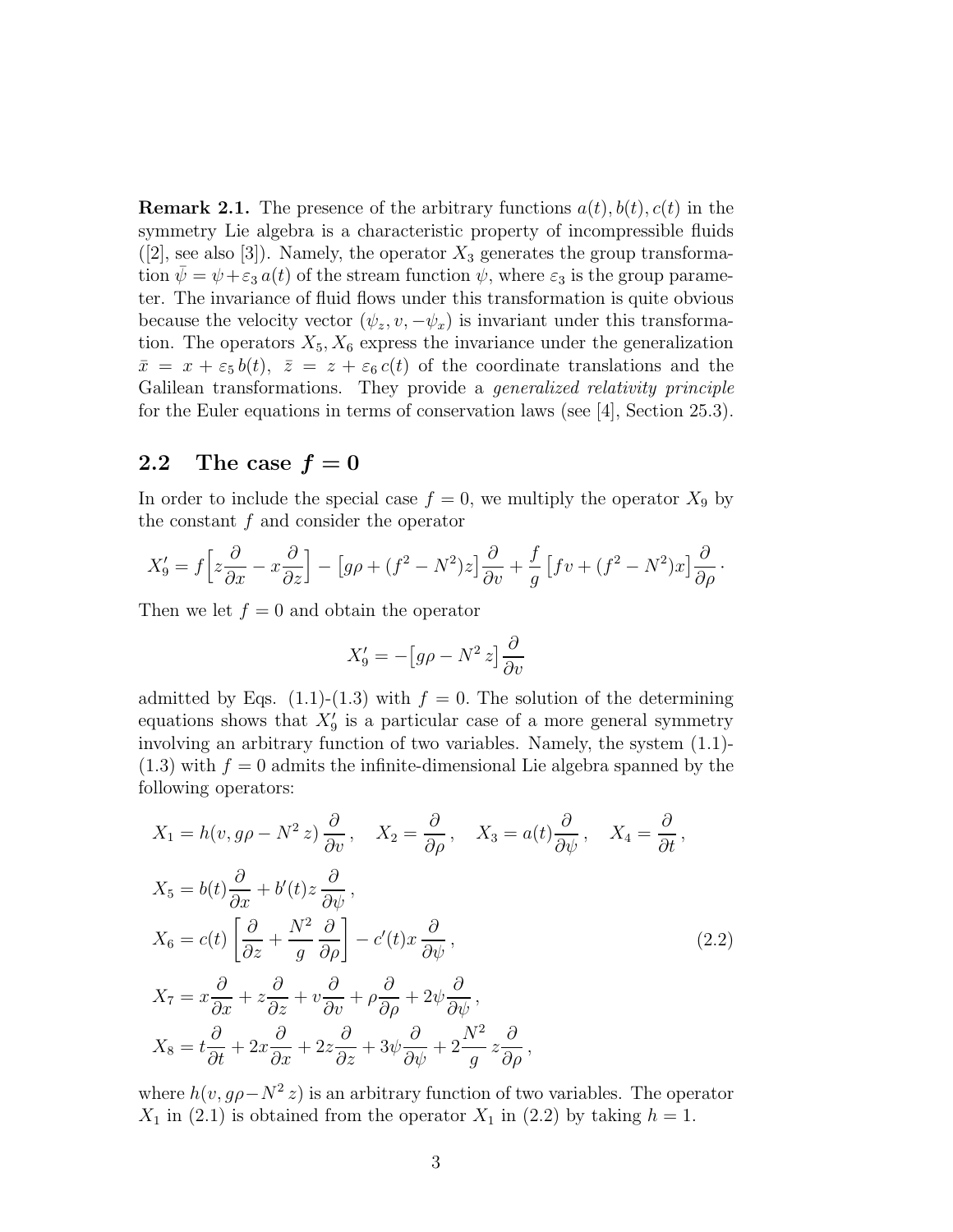**Remark 2.1.** The presence of the arbitrary functions $a(t), b(t), c(t)$ in the symmetry Lie algebra is a characteristic property of incompressible fluids ([2], see also [3]). Namely, the operator $X_3$ generates the group transformation $\bar{\psi} = \psi + \varepsilon_3\, a(t)$ of the stream function $\psi$, where $\varepsilon_3$ is the group parameter. The invariance of fluid flows under this transformation is quite obvious because the velocity vector $(\psi_z, v, -\psi_x)$ is invariant under this transformation. The operators $X_5, X_6$ express the invariance under the generalization $\bar{x} = x + \varepsilon_5\, b(t),\ \bar{z} = z + \varepsilon_6\, c(t)$ of the coordinate translations and the Galilean transformations. They provide a *generalized relativity principle* for the Euler equations in terms of conservation laws (see [4], Section 25.3).

## 2.2 The case $f = 0$

In order to include the special case $f = 0$, we multiply the operator $X_9$ by the constant $f$ and consider the operator

$$X_9' = f\Big[z\frac{\partial}{\partial x} - x\frac{\partial}{\partial z}\Big] - \big[g\rho + (f^2 - N^2)z\big]\frac{\partial}{\partial v} + \frac{f}{g}\big[fv + (f^2 - N^2)x\big]\frac{\partial}{\partial \rho}\cdot$$

Then we let $f = 0$ and obtain the operator

$$X_9' = -\big[g\rho - N^2\, z\big]\frac{\partial}{\partial v}$$

admitted by Eqs. (1.1)-(1.3) with $f = 0$. The solution of the determining equations shows that $X_9'$ is a particular case of a more general symmetry involving an arbitrary function of two variables. Namely, the system (1.1)-(1.3) with $f = 0$ admits the infinite-dimensional Lie algebra spanned by the following operators:

$$\begin{aligned}
&X_1 = h(v, g\rho - N^2\, z)\,\frac{\partial}{\partial v}\,, \quad X_2 = \frac{\partial}{\partial \rho}\,, \quad X_3 = a(t)\frac{\partial}{\partial \psi}\,, \quad X_4 = \frac{\partial}{\partial t}\,,\\
&X_5 = b(t)\frac{\partial}{\partial x} + b'(t)z\,\frac{\partial}{\partial \psi}\,,\\
&X_6 = c(t)\left[\frac{\partial}{\partial z} + \frac{N^2}{g}\,\frac{\partial}{\partial \rho}\right] - c'(t)x\,\frac{\partial}{\partial \psi}\,,\\
&X_7 = x\frac{\partial}{\partial x} + z\frac{\partial}{\partial z} + v\frac{\partial}{\partial v} + \rho\frac{\partial}{\partial \rho} + 2\psi\frac{\partial}{\partial \psi}\,,\\
&X_8 = t\frac{\partial}{\partial t} + 2x\frac{\partial}{\partial x} + 2z\frac{\partial}{\partial z} + 3\psi\frac{\partial}{\partial \psi} + 2\frac{N^2}{g}\,z\frac{\partial}{\partial \rho}\,,
\end{aligned} \tag{2.2}$$

where $h(v, g\rho - N^2\, z)$ is an arbitrary function of two variables. The operator $X_1$ in (2.1) is obtained from the operator $X_1$ in (2.2) by taking $h = 1$.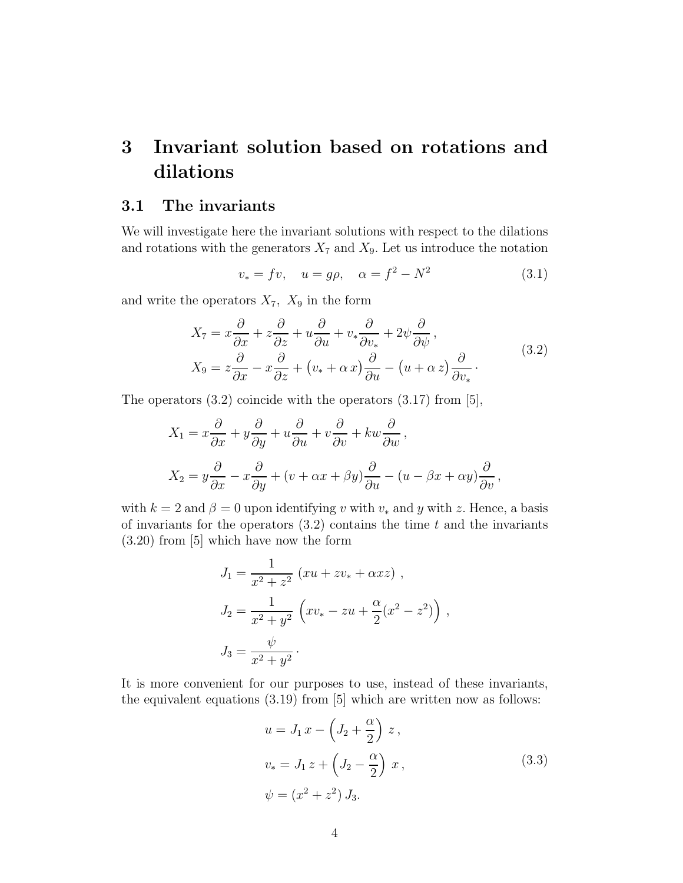# 3 Invariant solution based on rotations and dilations

## 3.1 The invariants

We will investigate here the invariant solutions with respect to the dilations and rotations with the generators $X_7$ and $X_9$. Let us introduce the notation

$$v_* = fv, \quad u = g\rho, \quad \alpha = f^2 - N^2 \tag{3.1}$$

and write the operators $X_7,\ X_9$ in the form

$$\begin{aligned} X_7 &= x\frac{\partial}{\partial x} + z\frac{\partial}{\partial z} + u\frac{\partial}{\partial u} + v_*\frac{\partial}{\partial v_*} + 2\psi\frac{\partial}{\partial \psi}\,, \\ X_9 &= z\frac{\partial}{\partial x} - x\frac{\partial}{\partial z} + \big(v_* + \alpha\, x\big)\frac{\partial}{\partial u} - \big(u + \alpha\, z\big)\frac{\partial}{\partial v_*}\cdot \end{aligned} \tag{3.2}$$

The operators (3.2) coincide with the operators (3.17) from [5],

$$X_1 = x\frac{\partial}{\partial x} + y\frac{\partial}{\partial y} + u\frac{\partial}{\partial u} + v\frac{\partial}{\partial v} + kw\frac{\partial}{\partial w}\,,$$

$$X_2 = y\frac{\partial}{\partial x} - x\frac{\partial}{\partial y} + (v + \alpha x + \beta y)\frac{\partial}{\partial u} - (u - \beta x + \alpha y)\frac{\partial}{\partial v}\,,$$

with $k = 2$ and $\beta = 0$ upon identifying $v$ with $v_*$ and $y$ with $z$. Hence, a basis of invariants for the operators (3.2) contains the time $t$ and the invariants (3.20) from [5] which have now the form

$$\begin{aligned} J_1 &= \frac{1}{x^2 + z^2}\,\left(xu + zv_* + \alpha xz\right)\,, \\ J_2 &= \frac{1}{x^2 + y^2}\,\left(xv_* - zu + \frac{\alpha}{2}(x^2 - z^2)\right)\,, \\ J_3 &= \frac{\psi}{x^2 + y^2}\,\cdot \end{aligned}$$

It is more convenient for our purposes to use, instead of these invariants, the equivalent equations (3.19) from [5] which are written now as follows:

$$\begin{aligned} u &= J_1\, x - \left(J_2 + \frac{\alpha}{2}\right)\, z\,, \\ v_* &= J_1\, z + \left(J_2 - \frac{\alpha}{2}\right)\, x\,, \\ \psi &= (x^2 + z^2)\, J_3. \end{aligned} \tag{3.3}$$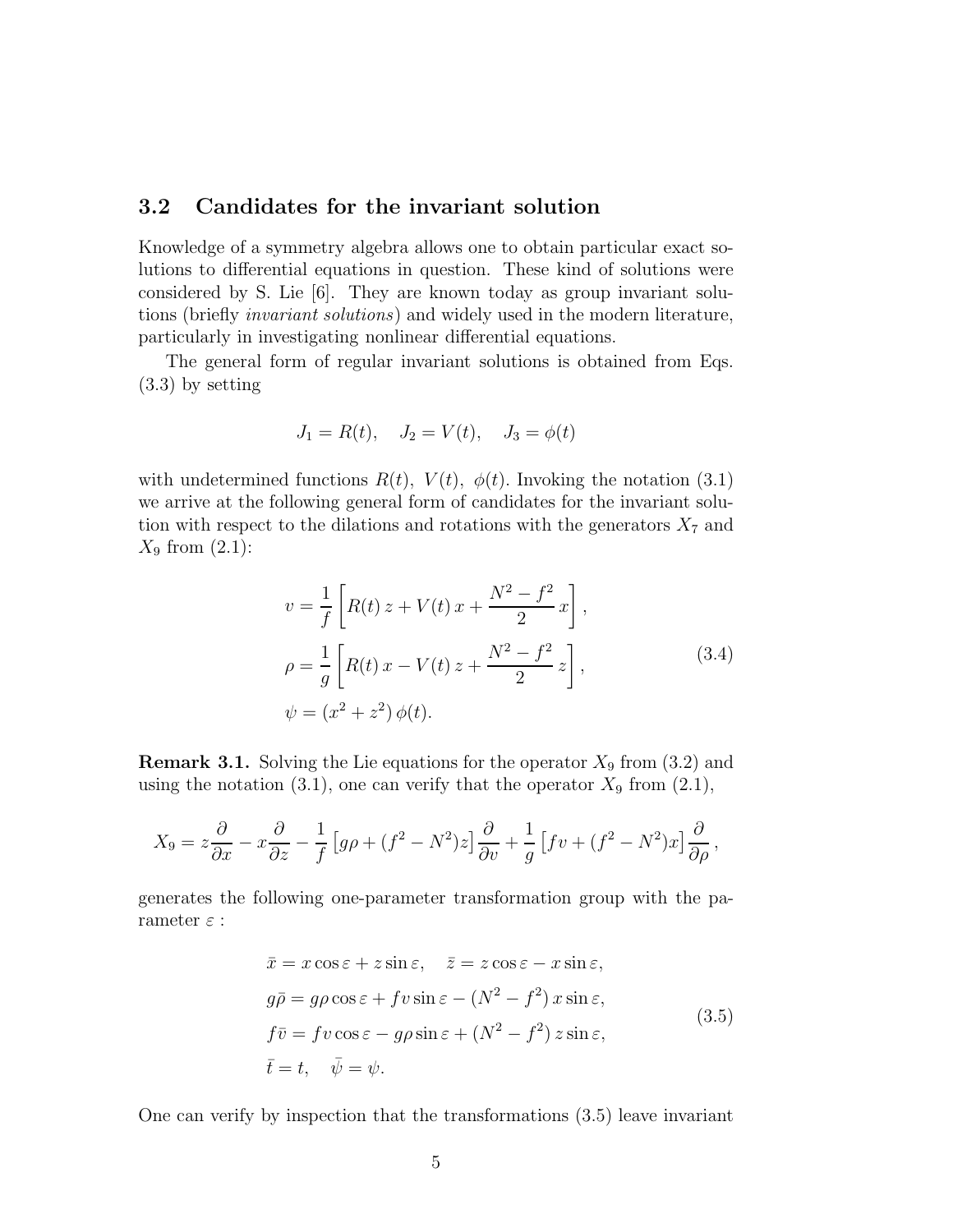### 3.2 Candidates for the invariant solution

Knowledge of a symmetry algebra allows one to obtain particular exact solutions to differential equations in question. These kind of solutions were considered by S. Lie [6]. They are known today as group invariant solutions (briefly *invariant solutions*) and widely used in the modern literature, particularly in investigating nonlinear differential equations.

The general form of regular invariant solutions is obtained from Eqs. (3.3) by setting

$$J_1 = R(t), \quad J_2 = V(t), \quad J_3 = \phi(t)$$

with undetermined functions $R(t),\ V(t),\ \phi(t)$. Invoking the notation (3.1) we arrive at the following general form of candidates for the invariant solution with respect to the dilations and rotations with the generators $X_7$ and $X_9$ from (2.1):

$$\begin{aligned}
&v = \frac{1}{f}\left[R(t)\, z + V(t)\, x + \frac{N^2 - f^2}{2}\, x\right],\\
&\rho = \frac{1}{g}\left[R(t)\, x - V(t)\, z + \frac{N^2 - f^2}{2}\, z\right],\\
&\psi = (x^2 + z^2)\, \phi(t).
\end{aligned} \tag{3.4}$$

**Remark 3.1.** Solving the Lie equations for the operator $X_9$ from (3.2) and using the notation (3.1), one can verify that the operator $X_9$ from (2.1),

$$X_9 = z\frac{\partial}{\partial x} - x\frac{\partial}{\partial z} - \frac{1}{f}\left[g\rho + (f^2 - N^2)z\right]\frac{\partial}{\partial v} + \frac{1}{g}\left[fv + (f^2 - N^2)x\right]\frac{\partial}{\partial \rho},$$

generates the following one-parameter transformation group with the parameter $\varepsilon$ :

$$\begin{aligned}
&\bar{x} = x\cos\varepsilon + z\sin\varepsilon, \quad \bar{z} = z\cos\varepsilon - x\sin\varepsilon,\\
&g\bar{\rho} = g\rho\cos\varepsilon + fv\sin\varepsilon - (N^2 - f^2)\, x\sin\varepsilon,\\
&f\bar{v} = fv\cos\varepsilon - g\rho\sin\varepsilon + (N^2 - f^2)\, z\sin\varepsilon,\\
&\bar{t} = t, \quad \bar{\psi} = \psi.
\end{aligned} \tag{3.5}$$

One can verify by inspection that the transformations (3.5) leave invariant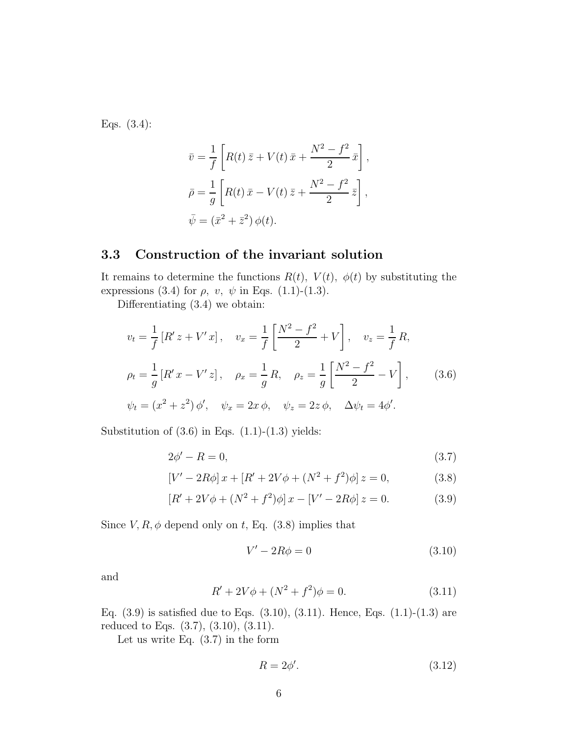Eqs. (3.4):

$$
\bar{v} = \frac{1}{f}\left[R(t)\,\bar{z} + V(t)\,\bar{x} + \frac{N^2 - f^2}{2}\,\bar{x}\right],
$$

$$
\bar{\rho} = \frac{1}{g}\left[R(t)\,\bar{x} - V(t)\,\bar{z} + \frac{N^2 - f^2}{2}\,\bar{z}\right],
$$

$$
\bar{\psi} = (\bar{x}^2 + \bar{z}^2)\,\phi(t).
$$

### 3.3 Construction of the invariant solution

It remains to determine the functions $R(t),\ V(t),\ \phi(t)$ by substituting the expressions (3.4) for $\rho,\ v,\ \psi$ in Eqs. (1.1)-(1.3).

Differentiating (3.4) we obtain:

$$
v_t = \frac{1}{f}\left[R'\,z + V'\,x\right], \quad v_x = \frac{1}{f}\left[\frac{N^2 - f^2}{2} + V\right], \quad v_z = \frac{1}{f}\,R,
$$

$$
\rho_t = \frac{1}{g}\left[R'\,x - V'\,z\right], \quad \rho_x = \frac{1}{g}\,R, \quad \rho_z = \frac{1}{g}\left[\frac{N^2 - f^2}{2} - V\right], \tag{3.6}
$$

$$
\psi_t = (x^2 + z^2)\,\phi', \quad \psi_x = 2x\,\phi, \quad \psi_z = 2z\,\phi, \quad \Delta\psi_t = 4\phi'.
$$

Substitution of (3.6) in Eqs. (1.1)-(1.3) yields:

$$
2\phi' - R = 0, \tag{3.7}
$$

$$
[V' - 2R\phi]\,x + [R' + 2V\phi + (N^2 + f^2)\phi]\,z = 0, \tag{3.8}
$$

$$
[R' + 2V\phi + (N^2 + f^2)\phi]\,x - [V' - 2R\phi]\,z = 0. \tag{3.9}
$$

Since $V, R, \phi$ depend only on $t$, Eq. (3.8) implies that

$$
V' - 2R\phi = 0 \tag{3.10}
$$

and

$$
R' + 2V\phi + (N^2 + f^2)\phi = 0. \tag{3.11}
$$

Eq. (3.9) is satisfied due to Eqs. (3.10), (3.11). Hence, Eqs. (1.1)-(1.3) are reduced to Eqs. (3.7), (3.10), (3.11).

Let us write Eq. (3.7) in the form

$$
R = 2\phi'. \tag{3.12}
$$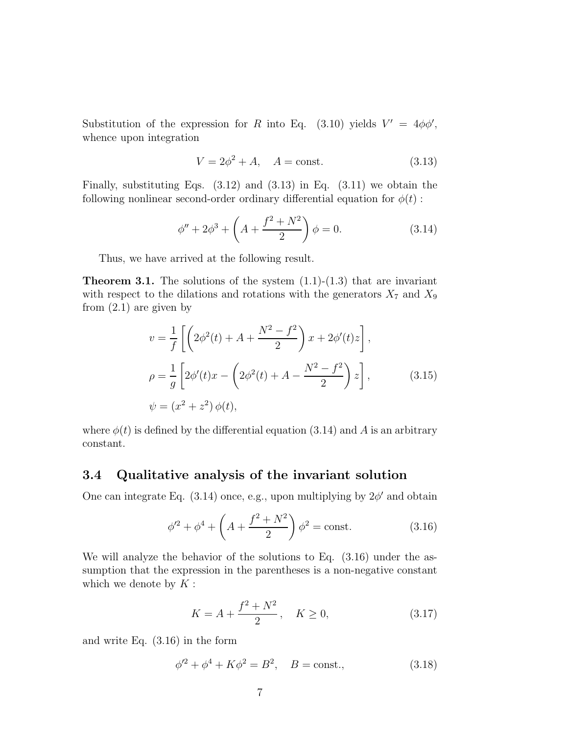Substitution of the expression for $R$ into Eq. (3.10) yields $V' = 4\phi\phi'$, whence upon integration

$$V = 2\phi^2 + A, \quad A = \text{const.} \tag{3.13}$$

Finally, substituting Eqs. (3.12) and (3.13) in Eq. (3.11) we obtain the following nonlinear second-order ordinary differential equation for $\phi(t)$ :

$$\phi'' + 2\phi^3 + \left(A + \frac{f^2 + N^2}{2}\right)\phi = 0. \tag{3.14}$$

Thus, we have arrived at the following result.

**Theorem 3.1.** The solutions of the system (1.1)-(1.3) that are invariant with respect to the dilations and rotations with the generators $X_7$ and $X_9$ from (2.1) are given by

$$\begin{aligned}
v &= \frac{1}{f}\left[\left(2\phi^2(t) + A + \frac{N^2 - f^2}{2}\right)x + 2\phi'(t)z\right], \\
\rho &= \frac{1}{g}\left[2\phi'(t)x - \left(2\phi^2(t) + A - \frac{N^2 - f^2}{2}\right)z\right], \\
\psi &= (x^2 + z^2)\,\phi(t),
\end{aligned} \tag{3.15}$$

where $\phi(t)$ is defined by the differential equation (3.14) and $A$ is an arbitrary constant.

### 3.4 Qualitative analysis of the invariant solution

One can integrate Eq. (3.14) once, e.g., upon multiplying by $2\phi'$ and obtain

$$\phi'^2 + \phi^4 + \left(A + \frac{f^2 + N^2}{2}\right)\phi^2 = \text{const.} \tag{3.16}$$

We will analyze the behavior of the solutions to Eq. (3.16) under the assumption that the expression in the parentheses is a non-negative constant which we denote by $K$ :

$$K = A + \frac{f^2 + N^2}{2}\,, \quad K \geq 0, \tag{3.17}$$

and write Eq. (3.16) in the form

$$\phi'^2 + \phi^4 + K\phi^2 = B^2, \quad B = \text{const.}, \tag{3.18}$$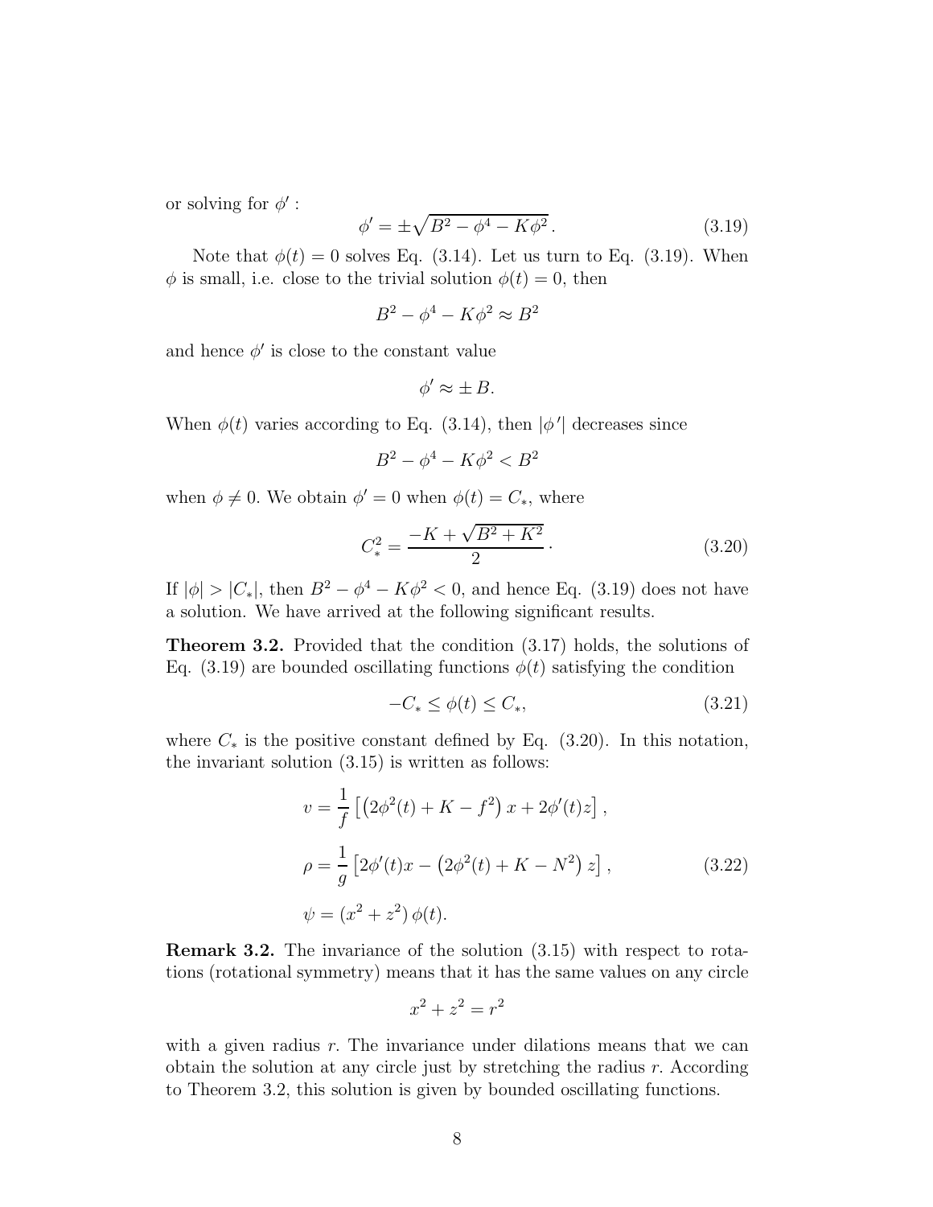or solving for $\phi'$ :

$$\phi' = \pm\sqrt{B^2 - \phi^4 - K\phi^2}\,. \tag{3.19}$$

Note that $\phi(t) = 0$ solves Eq. (3.14). Let us turn to Eq. (3.19). When $\phi$ is small, i.e. close to the trivial solution $\phi(t) = 0$, then

$$B^2 - \phi^4 - K\phi^2 \approx B^2$$

and hence $\phi'$ is close to the constant value

$$\phi' \approx \pm B.$$

When $\phi(t)$ varies according to Eq. (3.14), then $|\phi\,'|$ decreases since

$$B^2 - \phi^4 - K\phi^2 < B^2$$

when $\phi \neq 0$. We obtain $\phi' = 0$ when $\phi(t) = C_*$, where

$$C_*^2 = \frac{-K + \sqrt{B^2 + K^2}}{2}\,\cdot \tag{3.20}$$

If $|\phi| > |C_*|$, then $B^2 - \phi^4 - K\phi^2 < 0$, and hence Eq. (3.19) does not have a solution. We have arrived at the following significant results.

**Theorem 3.2.** Provided that the condition (3.17) holds, the solutions of Eq. (3.19) are bounded oscillating functions $\phi(t)$ satisfying the condition

$$-C_* \leq \phi(t) \leq C_*, \tag{3.21}$$

where $C_*$ is the positive constant defined by Eq. (3.20). In this notation, the invariant solution (3.15) is written as follows:

$$\begin{aligned}
v &= \frac{1}{f}\left[\left(2\phi^2(t) + K - f^2\right)x + 2\phi'(t)z\right],\\
\rho &= \frac{1}{g}\left[2\phi'(t)x - \left(2\phi^2(t) + K - N^2\right)z\right],\\
\psi &= \left(x^2 + z^2\right)\phi(t).
\end{aligned} \tag{3.22}$$

**Remark 3.2.** The invariance of the solution (3.15) with respect to rotations (rotational symmetry) means that it has the same values on any circle

$$x^2 + z^2 = r^2$$

with a given radius $r$. The invariance under dilations means that we can obtain the solution at any circle just by stretching the radius $r$. According to Theorem 3.2, this solution is given by bounded oscillating functions.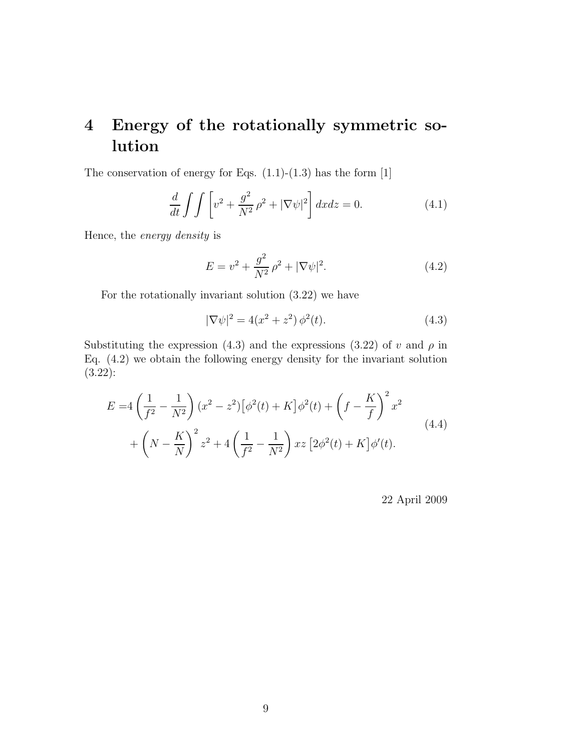# 4 Energy of the rotationally symmetric solution

The conservation of energy for Eqs. (1.1)-(1.3) has the form [1]

$$\frac{d}{dt}\int\int\left[v^2 + \frac{g^2}{N^2}\,\rho^2 + |\nabla\psi|^2\right]dxdz = 0. \tag{4.1}$$

Hence, the *energy density* is

$$E = v^2 + \frac{g^2}{N^2}\,\rho^2 + |\nabla\psi|^2. \tag{4.2}$$

For the rotationally invariant solution (3.22) we have

$$|\nabla\psi|^2 = 4(x^2 + z^2)\,\phi^2(t). \tag{4.3}$$

Substituting the expression (4.3) and the expressions (3.22) of $v$ and $\rho$ in Eq. (4.2) we obtain the following energy density for the invariant solution (3.22):

$$\begin{aligned}E =& 4\left(\frac{1}{f^2} - \frac{1}{N^2}\right)(x^2 - z^2)\big[\phi^2(t) + K\big]\phi^2(t) + \left(f - \frac{K}{f}\right)^2 x^2 \\ &+ \left(N - \frac{K}{N}\right)^2 z^2 + 4\left(\frac{1}{f^2} - \frac{1}{N^2}\right)xz\left[2\phi^2(t) + K\right]\phi'(t).\end{aligned} \tag{4.4}$$

22 April 2009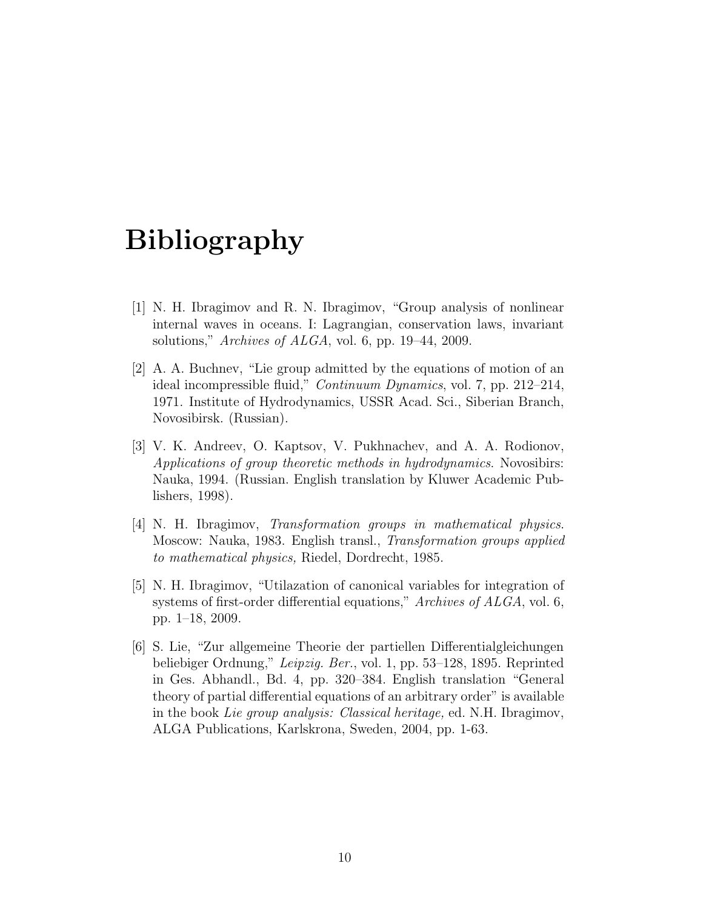# Bibliography

[1] N. H. Ibragimov and R. N. Ibragimov, "Group analysis of nonlinear internal waves in oceans. I: Lagrangian, conservation laws, invariant solutions," *Archives of ALGA*, vol. 6, pp. 19–44, 2009.

[2] A. A. Buchnev, "Lie group admitted by the equations of motion of an ideal incompressible fluid," *Continuum Dynamics*, vol. 7, pp. 212–214, 1971. Institute of Hydrodynamics, USSR Acad. Sci., Siberian Branch, Novosibirsk. (Russian).

[3] V. K. Andreev, O. Kaptsov, V. Pukhnachev, and A. A. Rodionov, *Applications of group theoretic methods in hydrodynamics*. Novosibirs: Nauka, 1994. (Russian. English translation by Kluwer Academic Publishers, 1998).

[4] N. H. Ibragimov, *Transformation groups in mathematical physics*. Moscow: Nauka, 1983. English transl., *Transformation groups applied to mathematical physics,* Riedel, Dordrecht, 1985.

[5] N. H. Ibragimov, "Utilazation of canonical variables for integration of systems of first-order differential equations," *Archives of ALGA*, vol. 6, pp. 1–18, 2009.

[6] S. Lie, "Zur allgemeine Theorie der partiellen Differentialgleichungen beliebiger Ordnung," *Leipzig. Ber.*, vol. 1, pp. 53–128, 1895. Reprinted in Ges. Abhandl., Bd. 4, pp. 320–384. English translation "General theory of partial differential equations of an arbitrary order" is available in the book *Lie group analysis: Classical heritage,* ed. N.H. Ibragimov, ALGA Publications, Karlskrona, Sweden, 2004, pp. 1-63.